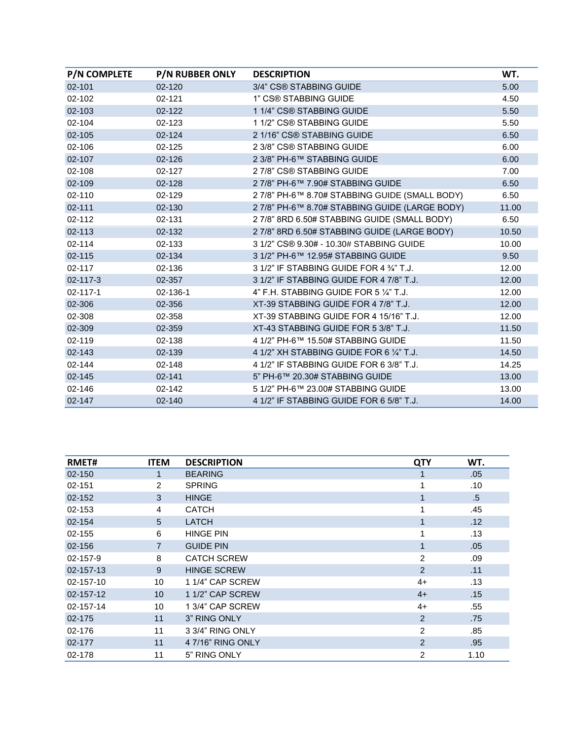| P/N COMPLETE | P/N RUBBER ONLY | DESCRIPTION | WT. |
| --- | --- | --- | --- |
| 02-101 | 02-120 | 3/4" CS® STABBING GUIDE | 5.00 |
| 02-102 | 02-121 | 1" CS® STABBING GUIDE | 4.50 |
| 02-103 | 02-122 | 1 1/4" CS® STABBING GUIDE | 5.50 |
| 02-104 | 02-123 | 1 1/2" CS® STABBING GUIDE | 5.50 |
| 02-105 | 02-124 | 2 1/16" CS® STABBING GUIDE | 6.50 |
| 02-106 | 02-125 | 2 3/8" CS® STABBING GUIDE | 6.00 |
| 02-107 | 02-126 | 2 3/8" PH-6™ STABBING GUIDE | 6.00 |
| 02-108 | 02-127 | 2 7/8" CS® STABBING GUIDE | 7.00 |
| 02-109 | 02-128 | 2 7/8" PH-6™ 7.90# STABBING GUIDE | 6.50 |
| 02-110 | 02-129 | 2 7/8" PH-6™ 8.70# STABBING GUIDE (SMALL BODY) | 6.50 |
| 02-111 | 02-130 | 2 7/8" PH-6™ 8.70# STABBING GUIDE (LARGE BODY) | 11.00 |
| 02-112 | 02-131 | 2 7/8" 8RD 6.50# STABBING GUIDE (SMALL BODY) | 6.50 |
| 02-113 | 02-132 | 2 7/8" 8RD 6.50# STABBING GUIDE (LARGE BODY) | 10.50 |
| 02-114 | 02-133 | 3 1/2" CS® 9.30# - 10.30# STABBING GUIDE | 10.00 |
| 02-115 | 02-134 | 3 1/2" PH-6™ 12.95# STABBING GUIDE | 9.50 |
| 02-117 | 02-136 | 3 1/2" IF STABBING GUIDE FOR 4 ¾" T.J. | 12.00 |
| 02-117-3 | 02-357 | 3 1/2" IF STABBING GUIDE FOR 4 7/8" T.J. | 12.00 |
| 02-117-1 | 02-136-1 | 4" F.H. STABBING GUIDE FOR 5 ¼" T.J. | 12.00 |
| 02-306 | 02-356 | XT-39 STABBING GUIDE FOR 4 7/8" T.J. | 12.00 |
| 02-308 | 02-358 | XT-39 STABBING GUIDE FOR 4 15/16" T.J. | 12.00 |
| 02-309 | 02-359 | XT-43 STABBING GUIDE FOR 5 3/8" T.J. | 11.50 |
| 02-119 | 02-138 | 4 1/2" PH-6™ 15.50# STABBING GUIDE | 11.50 |
| 02-143 | 02-139 | 4 1/2" XH STABBING GUIDE FOR 6 ¼" T.J. | 14.50 |
| 02-144 | 02-148 | 4 1/2" IF STABBING GUIDE FOR 6 3/8" T.J. | 14.25 |
| 02-145 | 02-141 | 5" PH-6™ 20.30# STABBING GUIDE | 13.00 |
| 02-146 | 02-142 | 5 1/2" PH-6™ 23.00# STABBING GUIDE | 13.00 |
| 02-147 | 02-140 | 4 1/2" IF STABBING GUIDE FOR 6 5/8" T.J. | 14.00 |

| RMET# | ITEM | DESCRIPTION | QTY | WT. |
| --- | --- | --- | --- | --- |
| 02-150 | 1 | BEARING | 1 | .05 |
| 02-151 | 2 | SPRING | 1 | .10 |
| 02-152 | 3 | HINGE | 1 | .5 |
| 02-153 | 4 | CATCH | 1 | .45 |
| 02-154 | 5 | LATCH | 1 | .12 |
| 02-155 | 6 | HINGE PIN | 1 | .13 |
| 02-156 | 7 | GUIDE PIN | 1 | .05 |
| 02-157-9 | 8 | CATCH SCREW | 2 | .09 |
| 02-157-13 | 9 | HINGE SCREW | 2 | .11 |
| 02-157-10 | 10 | 1 1/4" CAP SCREW | 4+ | .13 |
| 02-157-12 | 10 | 1 1/2" CAP SCREW | 4+ | .15 |
| 02-157-14 | 10 | 1 3/4" CAP SCREW | 4+ | .55 |
| 02-175 | 11 | 3" RING ONLY | 2 | .75 |
| 02-176 | 11 | 3 3/4" RING ONLY | 2 | .85 |
| 02-177 | 11 | 4 7/16" RING ONLY | 2 | .95 |
| 02-178 | 11 | 5" RING ONLY | 2 | 1.10 |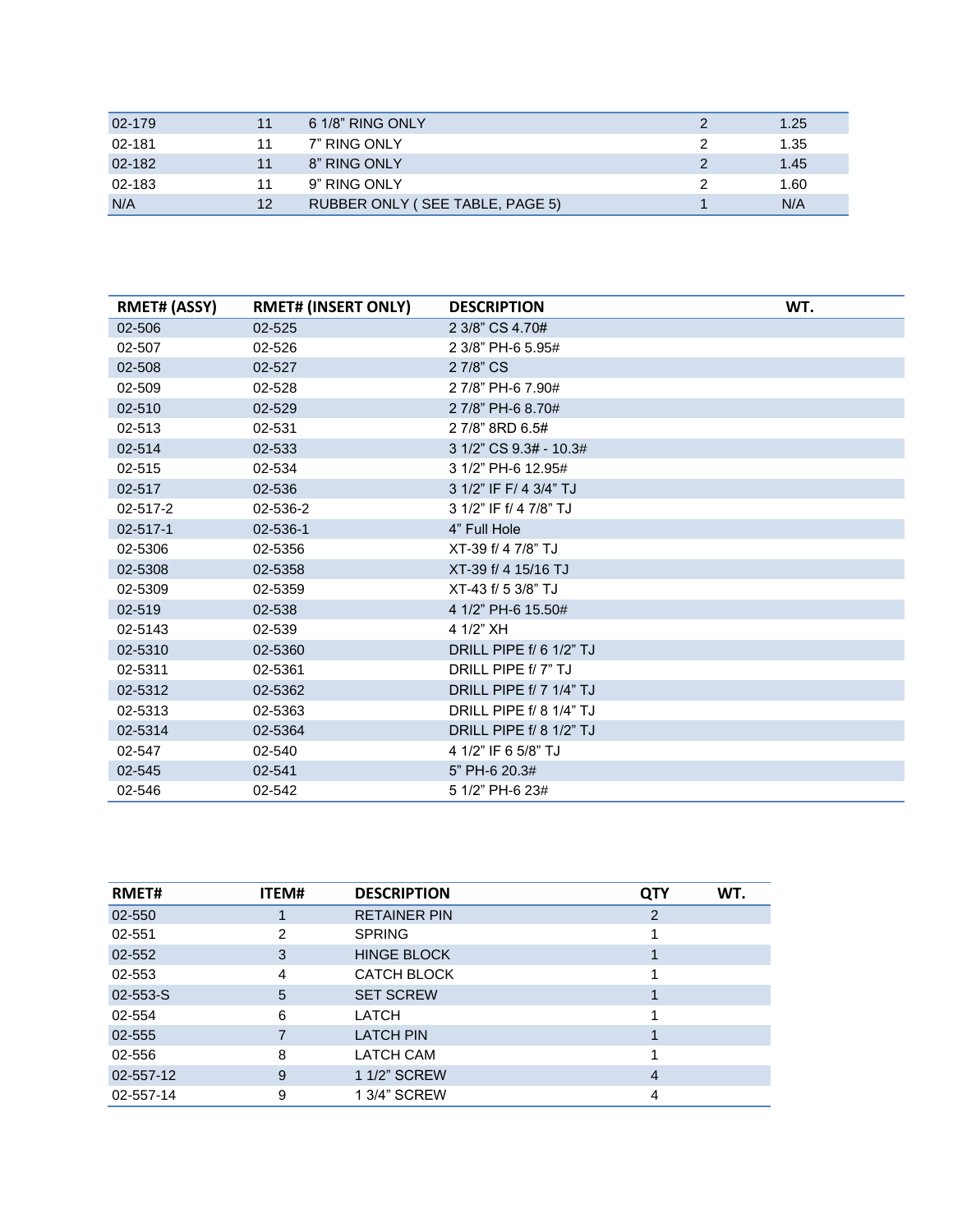| | | | | |
|---|---|---|---|---|
| 02-179 | 11 | 6 1/8" RING ONLY | 2 | 1.25 |
| 02-181 | 11 | 7" RING ONLY | 2 | 1.35 |
| 02-182 | 11 | 8" RING ONLY | 2 | 1.45 |
| 02-183 | 11 | 9" RING ONLY | 2 | 1.60 |
| N/A | 12 | RUBBER ONLY ( SEE TABLE, PAGE 5) | 1 | N/A |

| RMET# (ASSY) | RMET# (INSERT ONLY) | DESCRIPTION | WT. |
|---|---|---|---|
| 02-506 | 02-525 | 2 3/8" CS 4.70# | |
| 02-507 | 02-526 | 2 3/8" PH-6 5.95# | |
| 02-508 | 02-527 | 2 7/8" CS | |
| 02-509 | 02-528 | 2 7/8" PH-6 7.90# | |
| 02-510 | 02-529 | 2 7/8" PH-6 8.70# | |
| 02-513 | 02-531 | 2 7/8" 8RD 6.5# | |
| 02-514 | 02-533 | 3 1/2" CS 9.3# - 10.3# | |
| 02-515 | 02-534 | 3 1/2" PH-6 12.95# | |
| 02-517 | 02-536 | 3 1/2" IF F/ 4 3/4" TJ | |
| 02-517-2 | 02-536-2 | 3 1/2" IF f/ 4 7/8" TJ | |
| 02-517-1 | 02-536-1 | 4" Full Hole | |
| 02-5306 | 02-5356 | XT-39 f/ 4 7/8" TJ | |
| 02-5308 | 02-5358 | XT-39 f/ 4 15/16 TJ | |
| 02-5309 | 02-5359 | XT-43 f/ 5 3/8" TJ | |
| 02-519 | 02-538 | 4 1/2" PH-6 15.50# | |
| 02-5143 | 02-539 | 4 1/2" XH | |
| 02-5310 | 02-5360 | DRILL PIPE f/ 6 1/2" TJ | |
| 02-5311 | 02-5361 | DRILL PIPE f/ 7" TJ | |
| 02-5312 | 02-5362 | DRILL PIPE f/ 7 1/4" TJ | |
| 02-5313 | 02-5363 | DRILL PIPE f/ 8 1/4" TJ | |
| 02-5314 | 02-5364 | DRILL PIPE f/ 8 1/2" TJ | |
| 02-547 | 02-540 | 4 1/2" IF 6 5/8" TJ | |
| 02-545 | 02-541 | 5" PH-6 20.3# | |
| 02-546 | 02-542 | 5 1/2" PH-6 23# | |

| RMET# | ITEM# | DESCRIPTION | QTY | WT. |
|---|---|---|---|---|
| 02-550 | 1 | RETAINER PIN | 2 | |
| 02-551 | 2 | SPRING | 1 | |
| 02-552 | 3 | HINGE BLOCK | 1 | |
| 02-553 | 4 | CATCH BLOCK | 1 | |
| 02-553-S | 5 | SET SCREW | 1 | |
| 02-554 | 6 | LATCH | 1 | |
| 02-555 | 7 | LATCH PIN | 1 | |
| 02-556 | 8 | LATCH CAM | 1 | |
| 02-557-12 | 9 | 1 1/2" SCREW | 4 | |
| 02-557-14 | 9 | 1 3/4" SCREW | 4 | |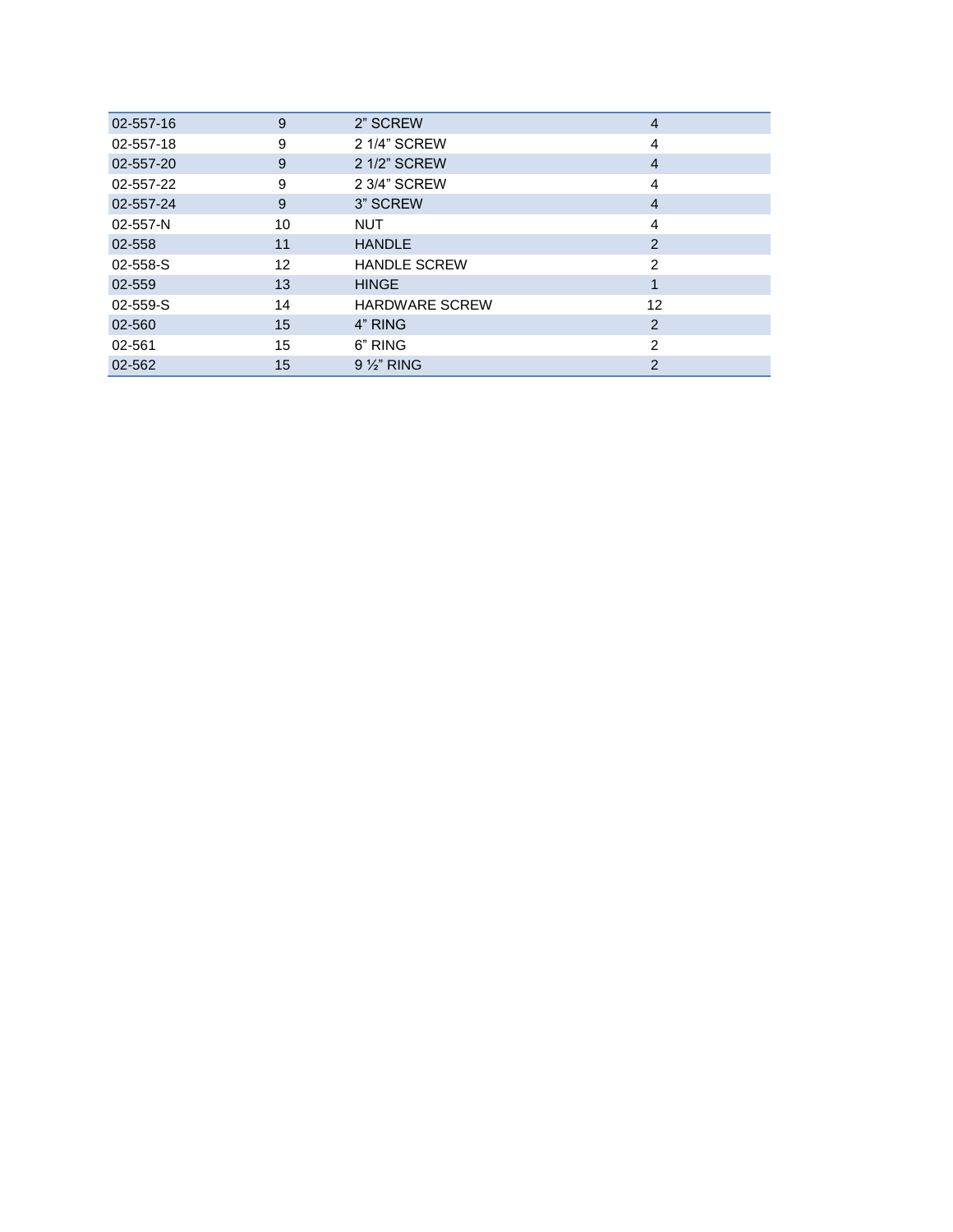| | | | |
|---|---|---|---|
| 02-557-16 | 9 | 2" SCREW | 4 |
| 02-557-18 | 9 | 2 1/4" SCREW | 4 |
| 02-557-20 | 9 | 2 1/2" SCREW | 4 |
| 02-557-22 | 9 | 2 3/4" SCREW | 4 |
| 02-557-24 | 9 | 3" SCREW | 4 |
| 02-557-N | 10 | NUT | 4 |
| 02-558 | 11 | HANDLE | 2 |
| 02-558-S | 12 | HANDLE SCREW | 2 |
| 02-559 | 13 | HINGE | 1 |
| 02-559-S | 14 | HARDWARE SCREW | 12 |
| 02-560 | 15 | 4" RING | 2 |
| 02-561 | 15 | 6" RING | 2 |
| 02-562 | 15 | 9 ½" RING | 2 |